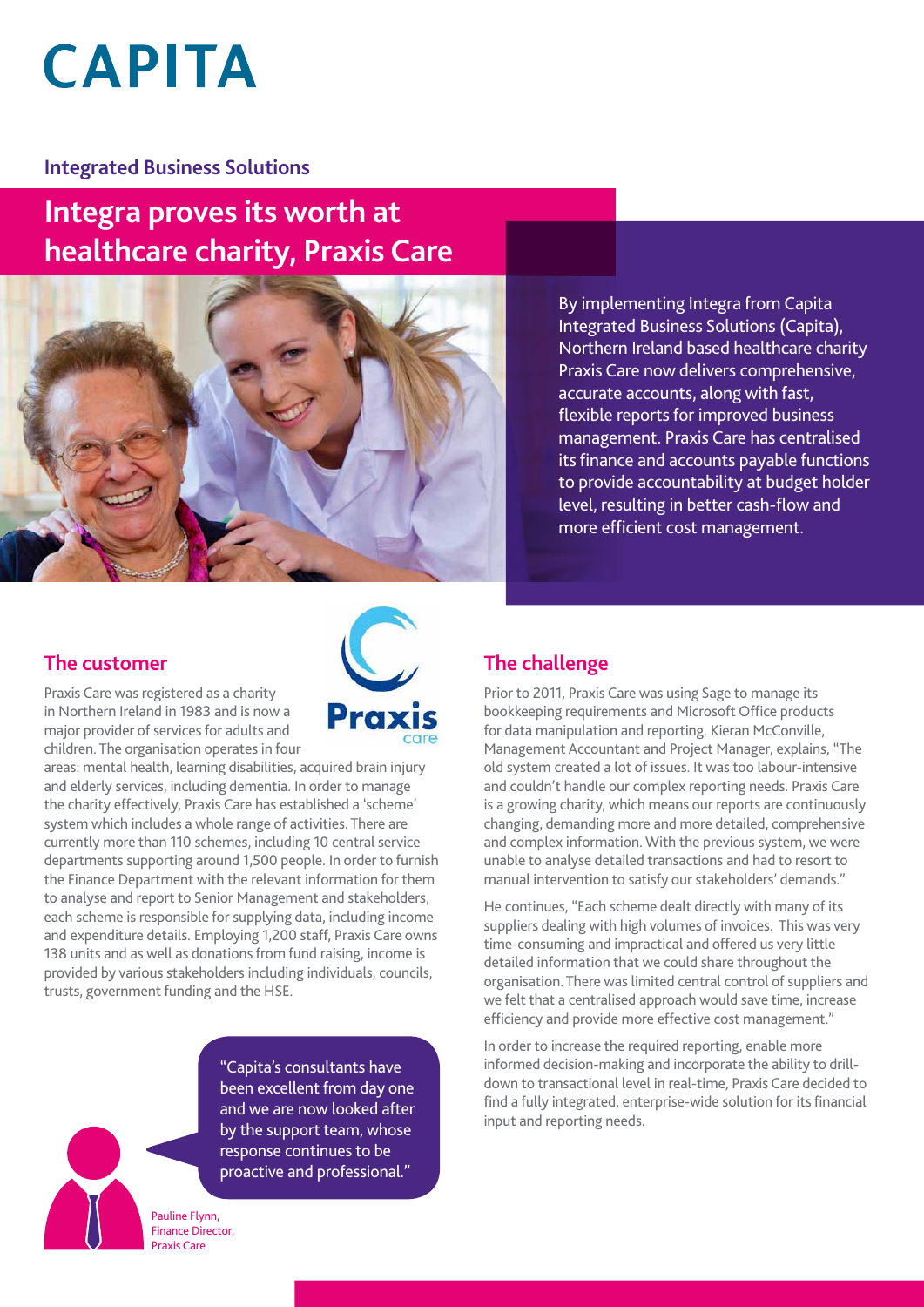# CAPITA

**Integrated Business Solutions**

# Integra proves its worth at healthcare charity, Praxis Care

By implementing Integra from Capita Integrated Business Solutions (Capita), Northern Ireland based healthcare charity Praxis Care now delivers comprehensive, accurate accounts, along with fast, flexible reports for improved business management. Praxis Care has centralised its finance and accounts payable functions to provide accountability at budget holder level, resulting in better cash-flow and more efficient cost management.

## The customer

Praxis Care was registered as a charity in Northern Ireland in 1983 and is now a major provider of services for adults and children. The organisation operates in four areas: mental health, learning disabilities, acquired brain injury and elderly services, including dementia. In order to manage the charity effectively, Praxis Care has established a 'scheme' system which includes a whole range of activities. There are currently more than 110 schemes, including 10 central service departments supporting around 1,500 people. In order to furnish the Finance Department with the relevant information for them to analyse and report to Senior Management and stakeholders, each scheme is responsible for supplying data, including income and expenditure details. Employing 1,200 staff, Praxis Care owns 138 units and as well as donations from fund raising, income is provided by various stakeholders including individuals, councils, trusts, government funding and the HSE.

"Capita's consultants have been excellent from day one and we are now looked after by the support team, whose response continues to be proactive and professional."

Pauline Flynn,
Finance Director,
Praxis Care

## The challenge

Prior to 2011, Praxis Care was using Sage to manage its bookkeeping requirements and Microsoft Office products for data manipulation and reporting. Kieran McConville, Management Accountant and Project Manager, explains, "The old system created a lot of issues. It was too labour-intensive and couldn't handle our complex reporting needs. Praxis Care is a growing charity, which means our reports are continuously changing, demanding more and more detailed, comprehensive and complex information. With the previous system, we were unable to analyse detailed transactions and had to resort to manual intervention to satisfy our stakeholders' demands."

He continues, "Each scheme dealt directly with many of its suppliers dealing with high volumes of invoices. This was very time-consuming and impractical and offered us very little detailed information that we could share throughout the organisation. There was limited central control of suppliers and we felt that a centralised approach would save time, increase efficiency and provide more effective cost management."

In order to increase the required reporting, enable more informed decision-making and incorporate the ability to drill-down to transactional level in real-time, Praxis Care decided to find a fully integrated, enterprise-wide solution for its financial input and reporting needs.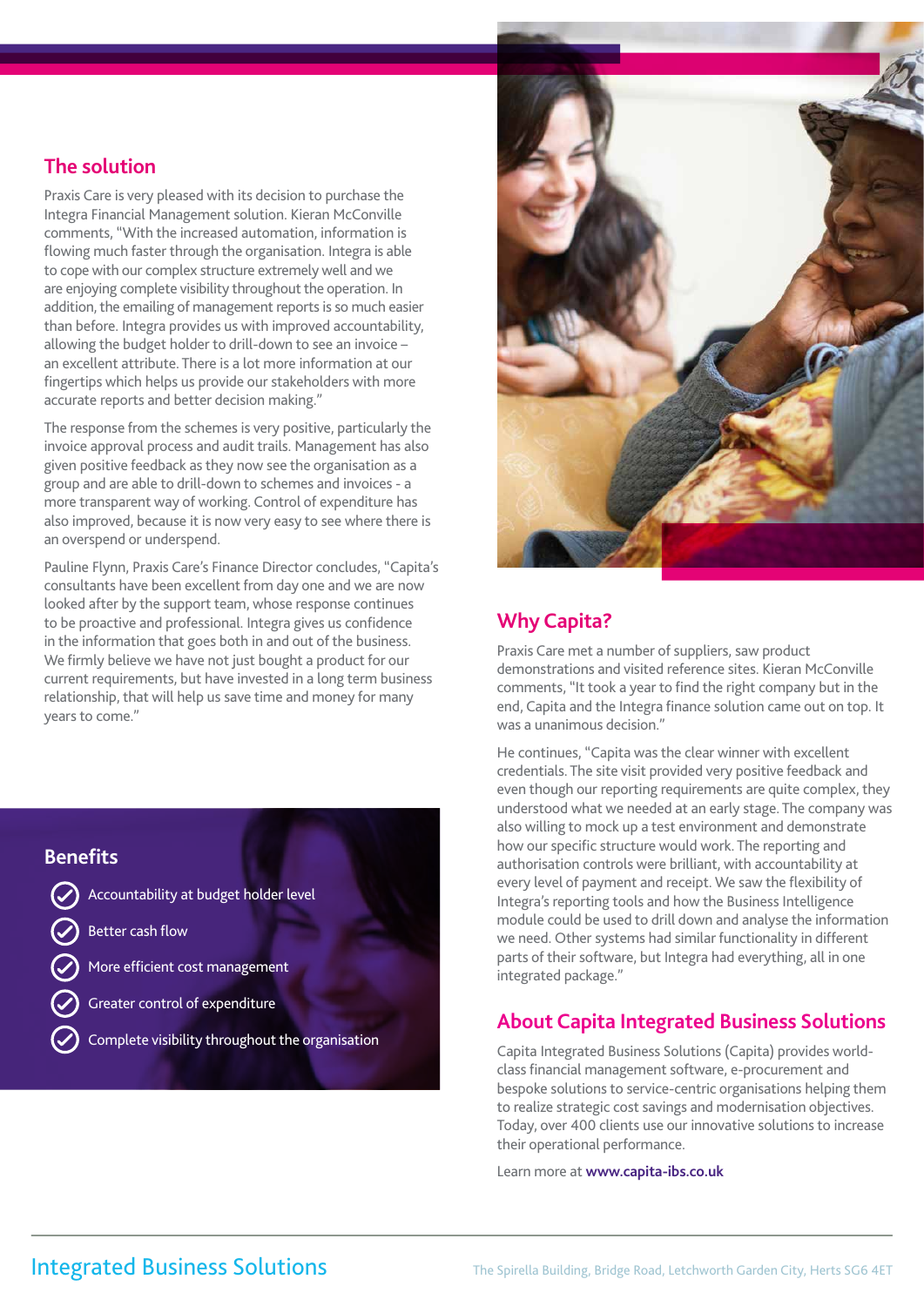## The solution

Praxis Care is very pleased with its decision to purchase the Integra Financial Management solution. Kieran McConville comments, "With the increased automation, information is flowing much faster through the organisation. Integra is able to cope with our complex structure extremely well and we are enjoying complete visibility throughout the operation. In addition, the emailing of management reports is so much easier than before. Integra provides us with improved accountability, allowing the budget holder to drill-down to see an invoice – an excellent attribute. There is a lot more information at our fingertips which helps us provide our stakeholders with more accurate reports and better decision making."

The response from the schemes is very positive, particularly the invoice approval process and audit trails. Management has also given positive feedback as they now see the organisation as a group and are able to drill-down to schemes and invoices - a more transparent way of working. Control of expenditure has also improved, because it is now very easy to see where there is an overspend or underspend.

Pauline Flynn, Praxis Care's Finance Director concludes, "Capita's consultants have been excellent from day one and we are now looked after by the support team, whose response continues to be proactive and professional. Integra gives us confidence in the information that goes both in and out of the business. We firmly believe we have not just bought a product for our current requirements, but have invested in a long term business relationship, that will help us save time and money for many years to come."

## Benefits

- Accountability at budget holder level
- Better cash flow
- More efficient cost management
- Greater control of expenditure
- Complete visibility throughout the organisation

## Why Capita?

Praxis Care met a number of suppliers, saw product demonstrations and visited reference sites. Kieran McConville comments, "It took a year to find the right company but in the end, Capita and the Integra finance solution came out on top. It was a unanimous decision."

He continues, "Capita was the clear winner with excellent credentials. The site visit provided very positive feedback and even though our reporting requirements are quite complex, they understood what we needed at an early stage. The company was also willing to mock up a test environment and demonstrate how our specific structure would work. The reporting and authorisation controls were brilliant, with accountability at every level of payment and receipt. We saw the flexibility of Integra's reporting tools and how the Business Intelligence module could be used to drill down and analyse the information we need. Other systems had similar functionality in different parts of their software, but Integra had everything, all in one integrated package."

## About Capita Integrated Business Solutions

Capita Integrated Business Solutions (Capita) provides world-class financial management software, e-procurement and bespoke solutions to service-centric organisations helping them to realize strategic cost savings and modernisation objectives. Today, over 400 clients use our innovative solutions to increase their operational performance.

Learn more at **www.capita-ibs.co.uk**

Integrated Business Solutions

The Spirella Building, Bridge Road, Letchworth Garden City, Herts SG6 4ET